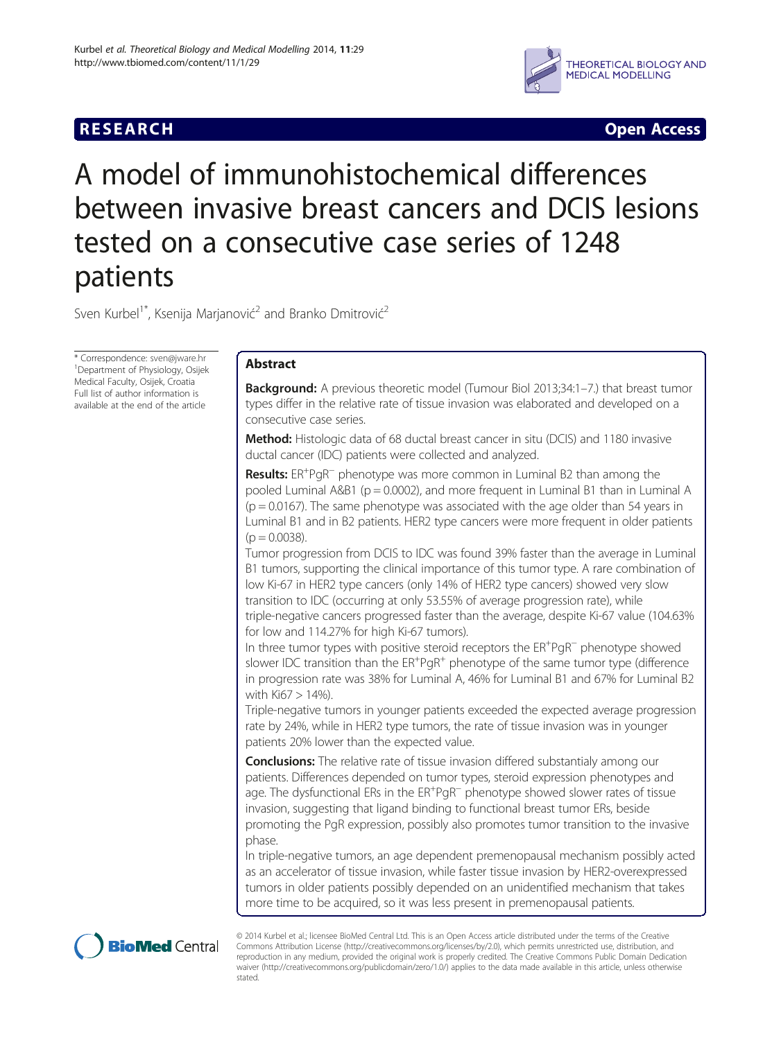RESEARCH Open Access

# A model of immunohistochemical differences between invasive breast cancers and DCIS lesions tested on a consecutive case series of 1248 patients

Sven Kurbel[1*], Ksenija Marjanović[2] and Branko Dmitrović[2]

\* Correspondence: sven@jware.hr
[1]Department of Physiology, Osijek Medical Faculty, Osijek, Croatia
Full list of author information is available at the end of the article

## Abstract

**Background:** A previous theoretic model (Tumour Biol 2013;34:1–7.) that breast tumor types differ in the relative rate of tissue invasion was elaborated and developed on a consecutive case series.

**Method:** Histologic data of 68 ductal breast cancer in situ (DCIS) and 1180 invasive ductal cancer (IDC) patients were collected and analyzed.

**Results:** $ER^{+}PgR^{-}$ phenotype was more common in Luminal B2 than among the pooled Luminal A&B1 ($p = 0.0002$), and more frequent in Luminal B1 than in Luminal A ($p = 0.0167$). The same phenotype was associated with the age older than 54 years in Luminal B1 and in B2 patients. HER2 type cancers were more frequent in older patients ($p = 0.0038$).

Tumor progression from DCIS to IDC was found 39% faster than the average in Luminal B1 tumors, supporting the clinical importance of this tumor type. A rare combination of low Ki-67 in HER2 type cancers (only 14% of HER2 type cancers) showed very slow transition to IDC (occurring at only 53.55% of average progression rate), while triple-negative cancers progressed faster than the average, despite Ki-67 value (104.63% for low and 114.27% for high Ki-67 tumors).

In three tumor types with positive steroid receptors the $ER^{+}PgR^{-}$ phenotype showed slower IDC transition than the $ER^{+}PgR^{+}$ phenotype of the same tumor type (difference in progression rate was 38% for Luminal A, 46% for Luminal B1 and 67% for Luminal B2 with Ki67 > 14%).

Triple-negative tumors in younger patients exceeded the expected average progression rate by 24%, while in HER2 type tumors, the rate of tissue invasion was in younger patients 20% lower than the expected value.

**Conclusions:** The relative rate of tissue invasion differed substantialy among our patients. Differences depended on tumor types, steroid expression phenotypes and age. The dysfunctional ERs in the $ER^{+}PgR^{-}$ phenotype showed slower rates of tissue invasion, suggesting that ligand binding to functional breast tumor ERs, beside promoting the PgR expression, possibly also promotes tumor transition to the invasive phase.

In triple-negative tumors, an age dependent premenopausal mechanism possibly acted as an accelerator of tissue invasion, while faster tissue invasion by HER2-overexpressed tumors in older patients possibly depended on an unidentified mechanism that takes more time to be acquired, so it was less present in premenopausal patients.

© 2014 Kurbel et al.; licensee BioMed Central Ltd. This is an Open Access article distributed under the terms of the Creative Commons Attribution License (http://creativecommons.org/licenses/by/2.0), which permits unrestricted use, distribution, and reproduction in any medium, provided the original work is properly credited. The Creative Commons Public Domain Dedication waiver (http://creativecommons.org/publicdomain/zero/1.0/) applies to the data made available in this article, unless otherwise stated.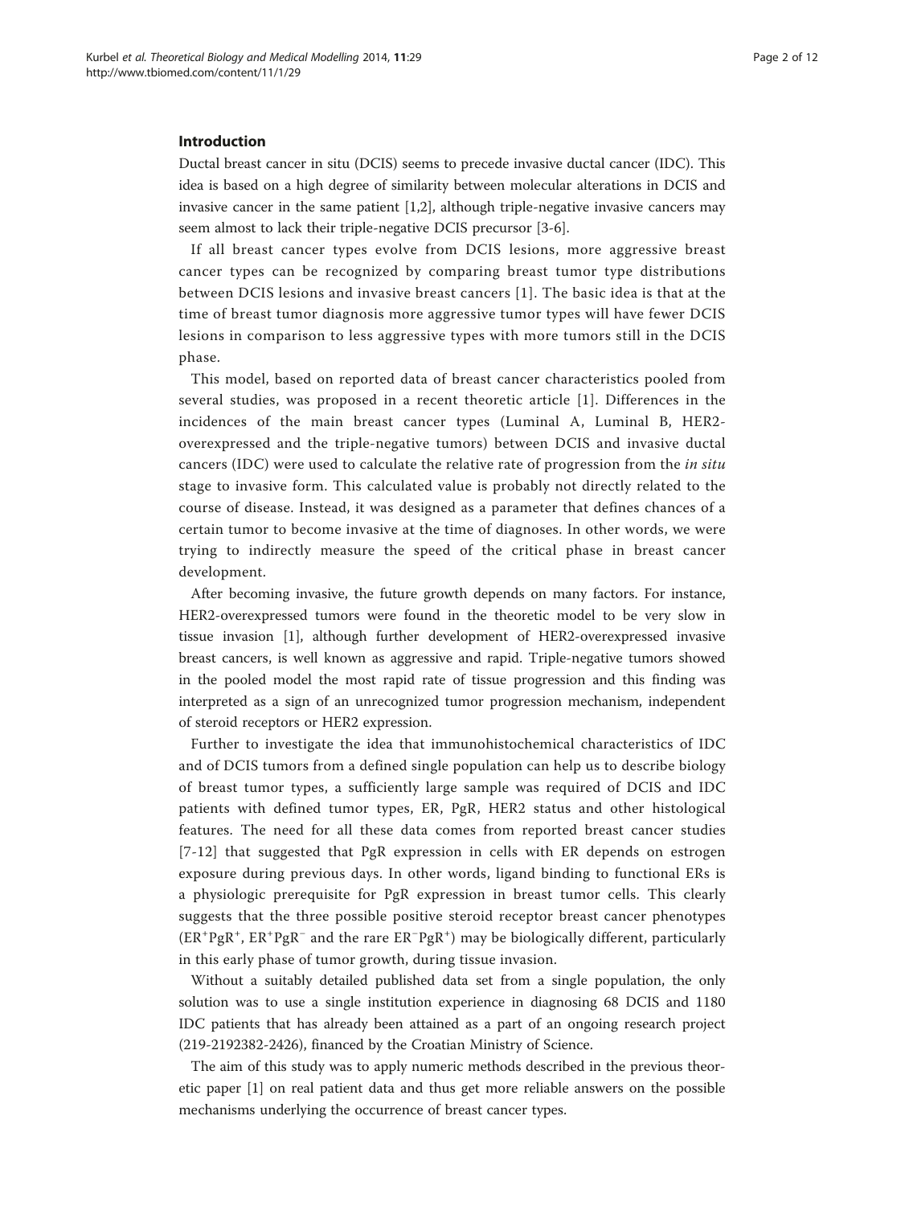## Introduction

Ductal breast cancer in situ (DCIS) seems to precede invasive ductal cancer (IDC). This idea is based on a high degree of similarity between molecular alterations in DCIS and invasive cancer in the same patient [1,2], although triple-negative invasive cancers may seem almost to lack their triple-negative DCIS precursor [3-6].

If all breast cancer types evolve from DCIS lesions, more aggressive breast cancer types can be recognized by comparing breast tumor type distributions between DCIS lesions and invasive breast cancers [1]. The basic idea is that at the time of breast tumor diagnosis more aggressive tumor types will have fewer DCIS lesions in comparison to less aggressive types with more tumors still in the DCIS phase.

This model, based on reported data of breast cancer characteristics pooled from several studies, was proposed in a recent theoretic article [1]. Differences in the incidences of the main breast cancer types (Luminal A, Luminal B, HER2-overexpressed and the triple-negative tumors) between DCIS and invasive ductal cancers (IDC) were used to calculate the relative rate of progression from the *in situ* stage to invasive form. This calculated value is probably not directly related to the course of disease. Instead, it was designed as a parameter that defines chances of a certain tumor to become invasive at the time of diagnoses. In other words, we were trying to indirectly measure the speed of the critical phase in breast cancer development.

After becoming invasive, the future growth depends on many factors. For instance, HER2-overexpressed tumors were found in the theoretic model to be very slow in tissue invasion [1], although further development of HER2-overexpressed invasive breast cancers, is well known as aggressive and rapid. Triple-negative tumors showed in the pooled model the most rapid rate of tissue progression and this finding was interpreted as a sign of an unrecognized tumor progression mechanism, independent of steroid receptors or HER2 expression.

Further to investigate the idea that immunohistochemical characteristics of IDC and of DCIS tumors from a defined single population can help us to describe biology of breast tumor types, a sufficiently large sample was required of DCIS and IDC patients with defined tumor types, ER, PgR, HER2 status and other histological features. The need for all these data comes from reported breast cancer studies [7-12] that suggested that PgR expression in cells with ER depends on estrogen exposure during previous days. In other words, ligand binding to functional ERs is a physiologic prerequisite for PgR expression in breast tumor cells. This clearly suggests that the three possible positive steroid receptor breast cancer phenotypes ($ER^+PgR^+$, $ER^+PgR^-$ and the rare $ER^-PgR^+$) may be biologically different, particularly in this early phase of tumor growth, during tissue invasion.

Without a suitably detailed published data set from a single population, the only solution was to use a single institution experience in diagnosing 68 DCIS and 1180 IDC patients that has already been attained as a part of an ongoing research project (219-2192382-2426), financed by the Croatian Ministry of Science.

The aim of this study was to apply numeric methods described in the previous theoretic paper [1] on real patient data and thus get more reliable answers on the possible mechanisms underlying the occurrence of breast cancer types.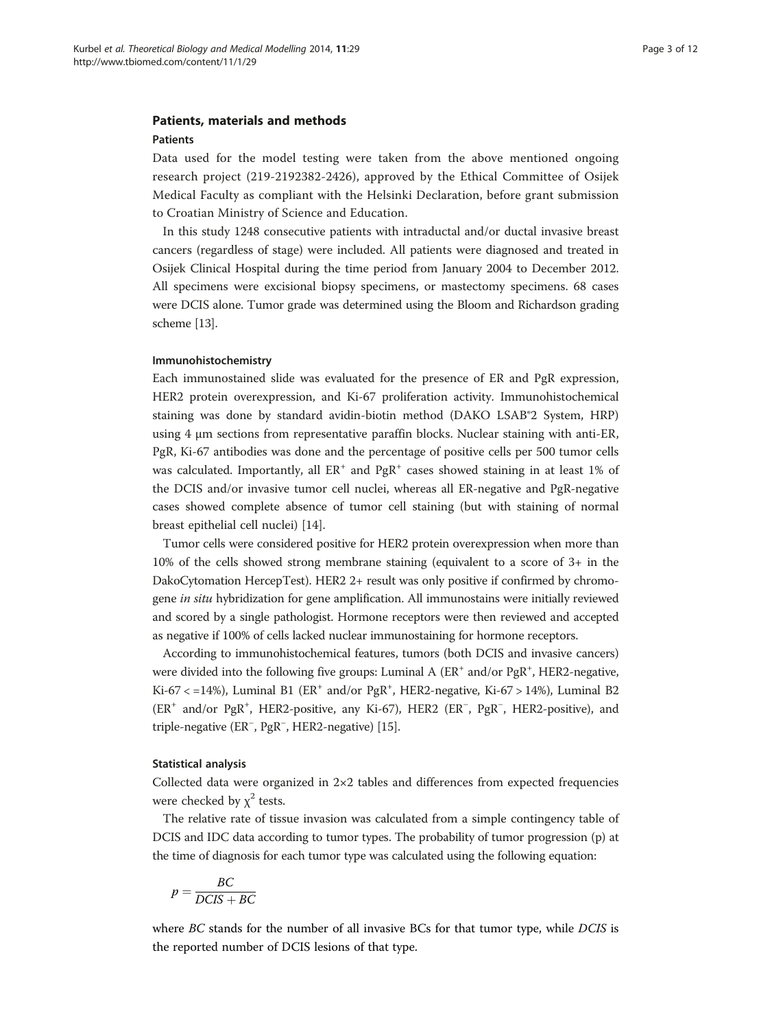## Patients, materials and methods

### Patients

Data used for the model testing were taken from the above mentioned ongoing research project (219-2192382-2426), approved by the Ethical Committee of Osijek Medical Faculty as compliant with the Helsinki Declaration, before grant submission to Croatian Ministry of Science and Education.

In this study 1248 consecutive patients with intraductal and/or ductal invasive breast cancers (regardless of stage) were included. All patients were diagnosed and treated in Osijek Clinical Hospital during the time period from January 2004 to December 2012. All specimens were excisional biopsy specimens, or mastectomy specimens. 68 cases were DCIS alone. Tumor grade was determined using the Bloom and Richardson grading scheme [13].

### Immunohistochemistry

Each immunostained slide was evaluated for the presence of ER and PgR expression, HER2 protein overexpression, and Ki-67 proliferation activity. Immunohistochemical staining was done by standard avidin-biotin method (DAKO LSAB®2 System, HRP) using 4 μm sections from representative paraffin blocks. Nuclear staining with anti-ER, PgR, Ki-67 antibodies was done and the percentage of positive cells per 500 tumor cells was calculated. Importantly, all $ER^+$ and $PgR^+$ cases showed staining in at least 1% of the DCIS and/or invasive tumor cell nuclei, whereas all ER-negative and PgR-negative cases showed complete absence of tumor cell staining (but with staining of normal breast epithelial cell nuclei) [14].

Tumor cells were considered positive for HER2 protein overexpression when more than 10% of the cells showed strong membrane staining (equivalent to a score of 3+ in the DakoCytomation HercepTest). HER2 2+ result was only positive if confirmed by chromogene *in situ* hybridization for gene amplification. All immunostains were initially reviewed and scored by a single pathologist. Hormone receptors were then reviewed and accepted as negative if 100% of cells lacked nuclear immunostaining for hormone receptors.

According to immunohistochemical features, tumors (both DCIS and invasive cancers) were divided into the following five groups: Luminal A ($ER^+$ and/or $PgR^+$, HER2-negative, Ki-67 < =14%), Luminal B1 ($ER^+$ and/or $PgR^+$, HER2-negative, Ki-67 > 14%), Luminal B2 ($ER^+$ and/or $PgR^+$, HER2-positive, any Ki-67), HER2 ($ER^-$, $PgR^-$, HER2-positive), and triple-negative ($ER^-$, $PgR^-$, HER2-negative) [15].

### Statistical analysis

Collected data were organized in 2×2 tables and differences from expected frequencies were checked by $\chi^2$ tests.

The relative rate of tissue invasion was calculated from a simple contingency table of DCIS and IDC data according to tumor types. The probability of tumor progression (p) at the time of diagnosis for each tumor type was calculated using the following equation:

$$p = \frac{BC}{DCIS + BC}$$

where *BC* stands for the number of all invasive BCs for that tumor type, while *DCIS* is the reported number of DCIS lesions of that type.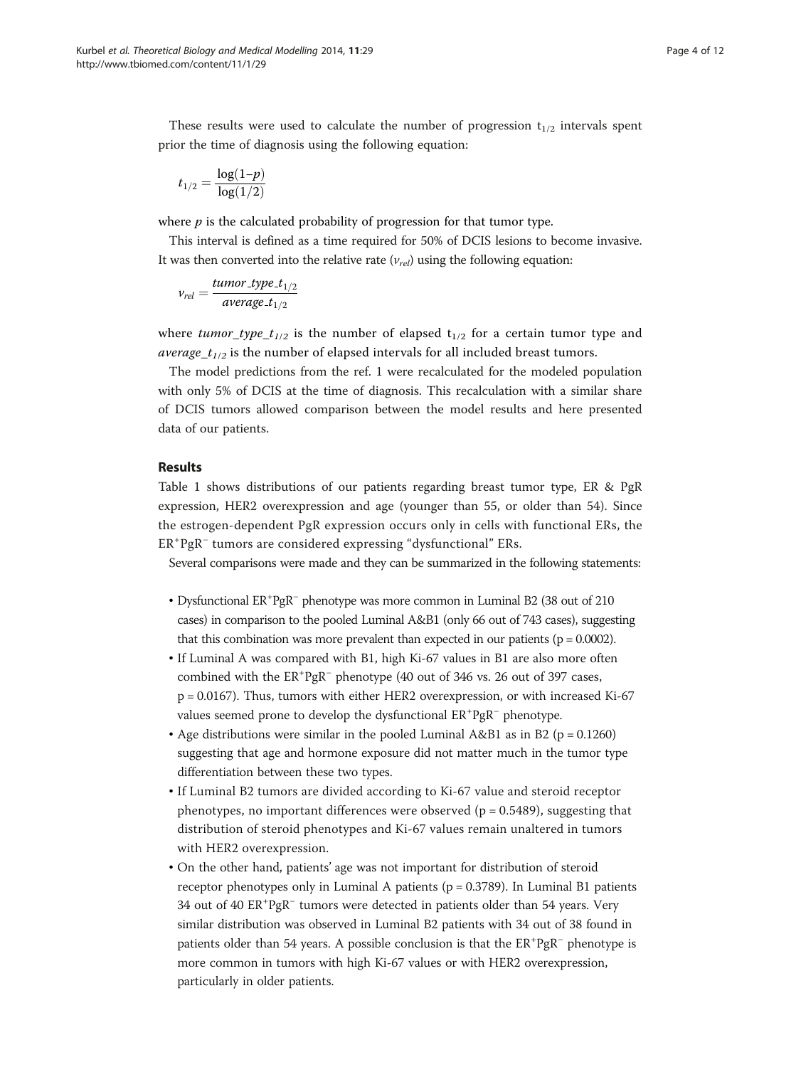These results were used to calculate the number of progression $t_{1/2}$ intervals spent prior the time of diagnosis using the following equation:

$$t_{1/2} = \frac{\log(1{-}p)}{\log(1/2)}$$

where $p$ is the calculated probability of progression for that tumor type.

This interval is defined as a time required for 50% of DCIS lesions to become invasive. It was then converted into the relative rate ($v_{rel}$) using the following equation:

$$v_{rel} = \frac{tumor\_type\_t_{1/2}}{average\_t_{1/2}}$$

where $tumor\_type\_t_{1/2}$ is the number of elapsed $t_{1/2}$ for a certain tumor type and $average\_t_{1/2}$ is the number of elapsed intervals for all included breast tumors.

The model predictions from the ref. 1 were recalculated for the modeled population with only 5% of DCIS at the time of diagnosis. This recalculation with a similar share of DCIS tumors allowed comparison between the model results and here presented data of our patients.

## Results

Table 1 shows distributions of our patients regarding breast tumor type, ER & PgR expression, HER2 overexpression and age (younger than 55, or older than 54). Since the estrogen-dependent PgR expression occurs only in cells with functional ERs, the $ER^+PgR^-$ tumors are considered expressing "dysfunctional" ERs.

Several comparisons were made and they can be summarized in the following statements:

- Dysfunctional $ER^+PgR^-$ phenotype was more common in Luminal B2 (38 out of 210 cases) in comparison to the pooled Luminal A&B1 (only 66 out of 743 cases), suggesting that this combination was more prevalent than expected in our patients ($p = 0.0002$).
- If Luminal A was compared with B1, high Ki-67 values in B1 are also more often combined with the $ER^+PgR^-$ phenotype (40 out of 346 vs. 26 out of 397 cases, $p = 0.0167$). Thus, tumors with either HER2 overexpression, or with increased Ki-67 values seemed prone to develop the dysfunctional $ER^+PgR^-$ phenotype.
- Age distributions were similar in the pooled Luminal A&B1 as in B2 ($p = 0.1260$) suggesting that age and hormone exposure did not matter much in the tumor type differentiation between these two types.
- If Luminal B2 tumors are divided according to Ki-67 value and steroid receptor phenotypes, no important differences were observed ($p = 0.5489$), suggesting that distribution of steroid phenotypes and Ki-67 values remain unaltered in tumors with HER2 overexpression.
- On the other hand, patients' age was not important for distribution of steroid receptor phenotypes only in Luminal A patients ($p = 0.3789$). In Luminal B1 patients 34 out of 40 $ER^+PgR^-$ tumors were detected in patients older than 54 years. Very similar distribution was observed in Luminal B2 patients with 34 out of 38 found in patients older than 54 years. A possible conclusion is that the $ER^+PgR^-$ phenotype is more common in tumors with high Ki-67 values or with HER2 overexpression, particularly in older patients.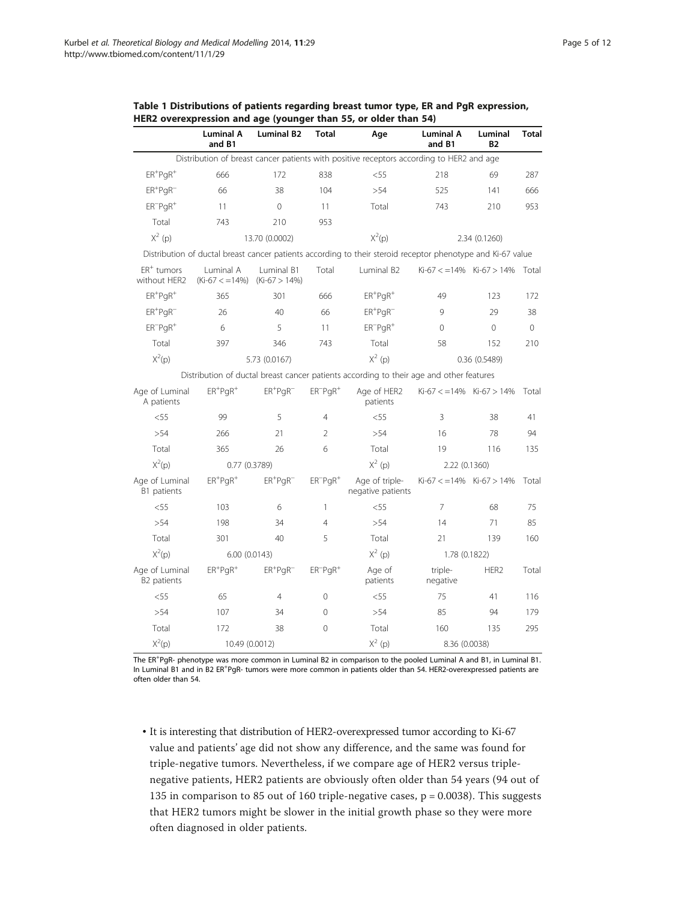**Table 1 Distributions of patients regarding breast tumor type, ER and PgR expression, HER2 overexpression and age (younger than 55, or older than 54)**

| | Luminal A and B1 | Luminal B2 | Total | Age | Luminal A and B1 | Luminal B2 | Total |
|---|---|---|---|---|---|---|---|
| Distribution of breast cancer patients with positive receptors according to HER2 and age | | | | | | | |
| $ER^{+}PgR^{+}$ | 666 | 172 | 838 | <55 | 218 | 69 | 287 |
| $ER^{+}PgR^{-}$ | 66 | 38 | 104 | >54 | 525 | 141 | 666 |
| $ER^{-}PgR^{+}$ | 11 | 0 | 11 | Total | 743 | 210 | 953 |
| Total | 743 | 210 | 953 | | | | |
| $X^2$ (p) | 13.70 (0.0002) | | | $X^2$(p) | 2.34 (0.1260) | | |
| Distribution of ductal breast cancer patients according to their steroid receptor phenotype and Ki-67 value | | | | | | | |
| $ER^{+}$ tumors without HER2 | Luminal A (Ki-67 < =14%) | Luminal B1 (Ki-67 > 14%) | Total | Luminal B2 | Ki-67 < =14% | Ki-67 > 14% | Total |
| $ER^{+}PgR^{+}$ | 365 | 301 | 666 | $ER^{+}PgR^{+}$ | 49 | 123 | 172 |
| $ER^{+}PgR^{-}$ | 26 | 40 | 66 | $ER^{+}PgR^{-}$ | 9 | 29 | 38 |
| $ER^{-}PgR^{+}$ | 6 | 5 | 11 | $ER^{-}PgR^{+}$ | 0 | 0 | 0 |
| Total | 397 | 346 | 743 | Total | 58 | 152 | 210 |
| $X^2$(p) | 5.73 (0.0167) | | | $X^2$ (p) | 0.36 (0.5489) | | |
| Distribution of ductal breast cancer patients according to their age and other features | | | | | | | |
| Age of Luminal A patients | $ER^{+}PgR^{+}$ | $ER^{+}PgR^{-}$ | $ER^{-}PgR^{+}$ | Age of HER2 patients | Ki-67 < =14% | Ki-67 > 14% | Total |
| <55 | 99 | 5 | 4 | <55 | 3 | 38 | 41 |
| >54 | 266 | 21 | 2 | >54 | 16 | 78 | 94 |
| Total | 365 | 26 | 6 | Total | 19 | 116 | 135 |
| $X^2$(p) | 0.77 (0.3789) | | | $X^2$ (p) | 2.22 (0.1360) | | |
| Age of Luminal B1 patients | $ER^{+}PgR^{+}$ | $ER^{+}PgR^{-}$ | $ER^{-}PgR^{+}$ | Age of triple-negative patients | Ki-67 < =14% | Ki-67 > 14% | Total |
| <55 | 103 | 6 | 1 | <55 | 7 | 68 | 75 |
| >54 | 198 | 34 | 4 | >54 | 14 | 71 | 85 |
| Total | 301 | 40 | 5 | Total | 21 | 139 | 160 |
| $X^2$(p) | 6.00 (0.0143) | | | $X^2$ (p) | 1.78 (0.1822) | | |
| Age of Luminal B2 patients | $ER^{+}PgR^{+}$ | $ER^{+}PgR^{-}$ | $ER^{-}PgR^{+}$ | Age of patients | triple-negative | HER2 | Total |
| <55 | 65 | 4 | 0 | <55 | 75 | 41 | 116 |
| >54 | 107 | 34 | 0 | >54 | 85 | 94 | 179 |
| Total | 172 | 38 | 0 | Total | 160 | 135 | 295 |
| $X^2$(p) | 10.49 (0.0012) | | | $X^2$ (p) | 8.36 (0.0038) | | |

The $ER^{+}PgR^{-}$ phenotype was more common in Luminal B2 in comparison to the pooled Luminal A and B1, in Luminal B1. In Luminal B1 and in B2 $ER^{+}PgR^{-}$ tumors were more common in patients older than 54. HER2-overexpressed patients are often older than 54.

- It is interesting that distribution of HER2-overexpressed tumor according to Ki-67 value and patients' age did not show any difference, and the same was found for triple-negative tumors. Nevertheless, if we compare age of HER2 versus triple-negative patients, HER2 patients are obviously often older than 54 years (94 out of 135 in comparison to 85 out of 160 triple-negative cases, p = 0.0038). This suggests that HER2 tumors might be slower in the initial growth phase so they were more often diagnosed in older patients.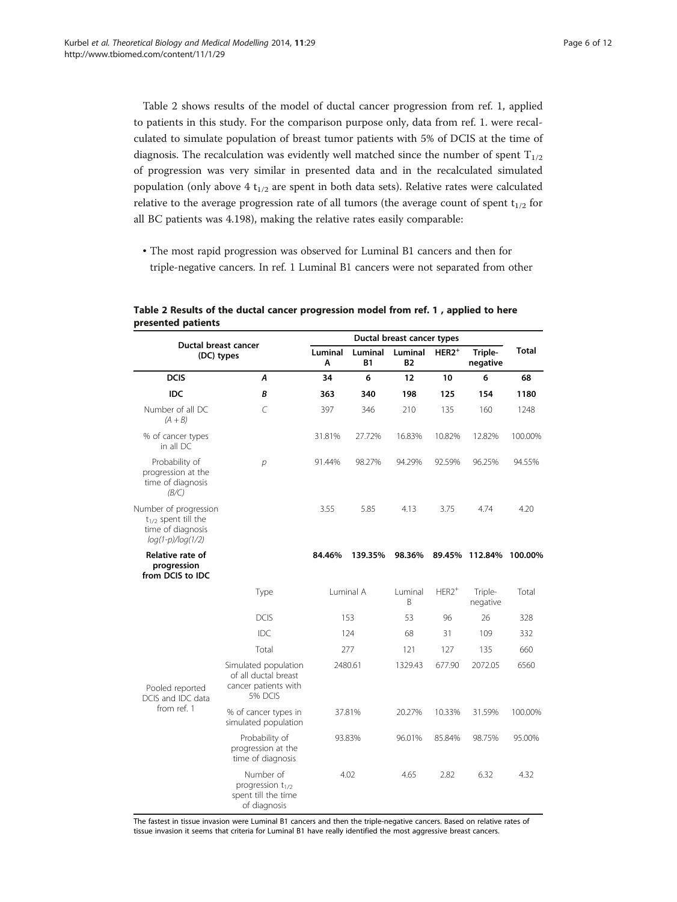Table 2 shows results of the model of ductal cancer progression from ref. 1, applied to patients in this study. For the comparison purpose only, data from ref. 1. were recalculated to simulate population of breast tumor patients with 5% of DCIS at the time of diagnosis. The recalculation was evidently well matched since the number of spent $T_{1/2}$ of progression was very similar in presented data and in the recalculated simulated population (only above 4 $t_{1/2}$ are spent in both data sets). Relative rates were calculated relative to the average progression rate of all tumors (the average count of spent $t_{1/2}$ for all BC patients was 4.198), making the relative rates easily comparable:

- The most rapid progression was observed for Luminal B1 cancers and then for triple-negative cancers. In ref. 1 Luminal B1 cancers were not separated from other

**Table 2 Results of the ductal cancer progression model from ref. 1 , applied to here presented patients**

| Ductal breast cancer (DC) types | | Luminal A | Luminal B1 | Luminal B2 | $HER2^+$ | Triple-negative | Total |
|---|---|---|---|---|---|---|---|
| **DCIS** | ***A*** | **34** | **6** | **12** | **10** | **6** | **68** |
| **IDC** | ***B*** | **363** | **340** | **198** | **125** | **154** | **1180** |
| Number of all DC *(A + B)* | *C* | 397 | 346 | 210 | 135 | 160 | 1248 |
| % of cancer types in all DC | | 31.81% | 27.72% | 16.83% | 10.82% | 12.82% | 100.00% |
| Probability of progression at the time of diagnosis *(B/C)* | *p* | 91.44% | 98.27% | 94.29% | 92.59% | 96.25% | 94.55% |
| Number of progression $t_{1/2}$ spent till the time of diagnosis *log(1-p)/log(1/2)* | | 3.55 | 5.85 | 4.13 | 3.75 | 4.74 | 4.20 |
| **Relative rate of progression from DCIS to IDC** | | **84.46%** | **139.35%** | **98.36%** | **89.45%** | **112.84%** | **100.00%** |
| Pooled reported DCIS and IDC data from ref. 1 | Type | Luminal A | | Luminal B | $HER2^+$ | Triple-negative | Total |
| | DCIS | 153 | | 53 | 96 | 26 | 328 |
| | IDC | 124 | | 68 | 31 | 109 | 332 |
| | Total | 277 | | 121 | 127 | 135 | 660 |
| | Simulated population of all ductal breast cancer patients with 5% DCIS | 2480.61 | | 1329.43 | 677.90 | 2072.05 | 6560 |
| | % of cancer types in simulated population | 37.81% | | 20.27% | 10.33% | 31.59% | 100.00% |
| | Probability of progression at the time of diagnosis | 93.83% | | 96.01% | 85.84% | 98.75% | 95.00% |
| | Number of progression $t_{1/2}$ spent till the time of diagnosis | 4.02 | | 4.65 | 2.82 | 6.32 | 4.32 |

The fastest in tissue invasion were Luminal B1 cancers and then the triple-negative cancers. Based on relative rates of tissue invasion it seems that criteria for Luminal B1 have really identified the most aggressive breast cancers.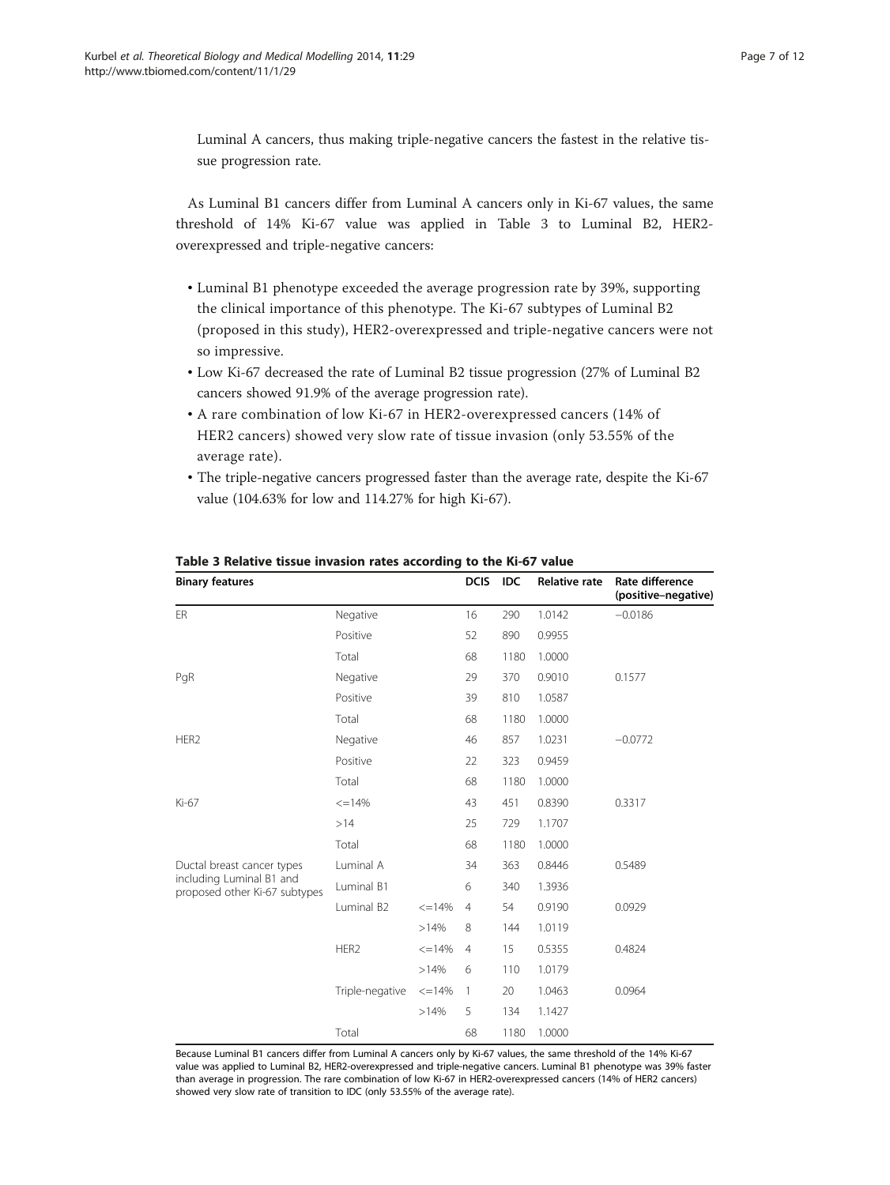Luminal A cancers, thus making triple-negative cancers the fastest in the relative tissue progression rate.

As Luminal B1 cancers differ from Luminal A cancers only in Ki-67 values, the same threshold of 14% Ki-67 value was applied in Table 3 to Luminal B2, HER2-overexpressed and triple-negative cancers:

- Luminal B1 phenotype exceeded the average progression rate by 39%, supporting the clinical importance of this phenotype. The Ki-67 subtypes of Luminal B2 (proposed in this study), HER2-overexpressed and triple-negative cancers were not so impressive.
- Low Ki-67 decreased the rate of Luminal B2 tissue progression (27% of Luminal B2 cancers showed 91.9% of the average progression rate).
- A rare combination of low Ki-67 in HER2-overexpressed cancers (14% of HER2 cancers) showed very slow rate of tissue invasion (only 53.55% of the average rate).
- The triple-negative cancers progressed faster than the average rate, despite the Ki-67 value (104.63% for low and 114.27% for high Ki-67).

**Table 3 Relative tissue invasion rates according to the Ki-67 value**

| Binary features | | | DCIS | IDC | Relative rate | Rate difference (positive–negative) |
|---|---|---|---|---|---|---|
| ER | Negative | | 16 | 290 | 1.0142 | −0.0186 |
| | Positive | | 52 | 890 | 0.9955 | |
| | Total | | 68 | 1180 | 1.0000 | |
| PgR | Negative | | 29 | 370 | 0.9010 | 0.1577 |
| | Positive | | 39 | 810 | 1.0587 | |
| | Total | | 68 | 1180 | 1.0000 | |
| HER2 | Negative | | 46 | 857 | 1.0231 | −0.0772 |
| | Positive | | 22 | 323 | 0.9459 | |
| | Total | | 68 | 1180 | 1.0000 | |
| Ki-67 | <=14% | | 43 | 451 | 0.8390 | 0.3317 |
| | >14 | | 25 | 729 | 1.1707 | |
| | Total | | 68 | 1180 | 1.0000 | |
| Ductal breast cancer types including Luminal B1 and proposed other Ki-67 subtypes | Luminal A | | 34 | 363 | 0.8446 | 0.5489 |
| | Luminal B1 | | 6 | 340 | 1.3936 | |
| | Luminal B2 | <=14% | 4 | 54 | 0.9190 | 0.0929 |
| | | >14% | 8 | 144 | 1.0119 | |
| | HER2 | <=14% | 4 | 15 | 0.5355 | 0.4824 |
| | | >14% | 6 | 110 | 1.0179 | |
| | Triple-negative | <=14% | 1 | 20 | 1.0463 | 0.0964 |
| | | >14% | 5 | 134 | 1.1427 | |
| | Total | | 68 | 1180 | 1.0000 | |

Because Luminal B1 cancers differ from Luminal A cancers only by Ki-67 values, the same threshold of the 14% Ki-67 value was applied to Luminal B2, HER2-overexpressed and triple-negative cancers. Luminal B1 phenotype was 39% faster than average in progression. The rare combination of low Ki-67 in HER2-overexpressed cancers (14% of HER2 cancers) showed very slow rate of transition to IDC (only 53.55% of the average rate).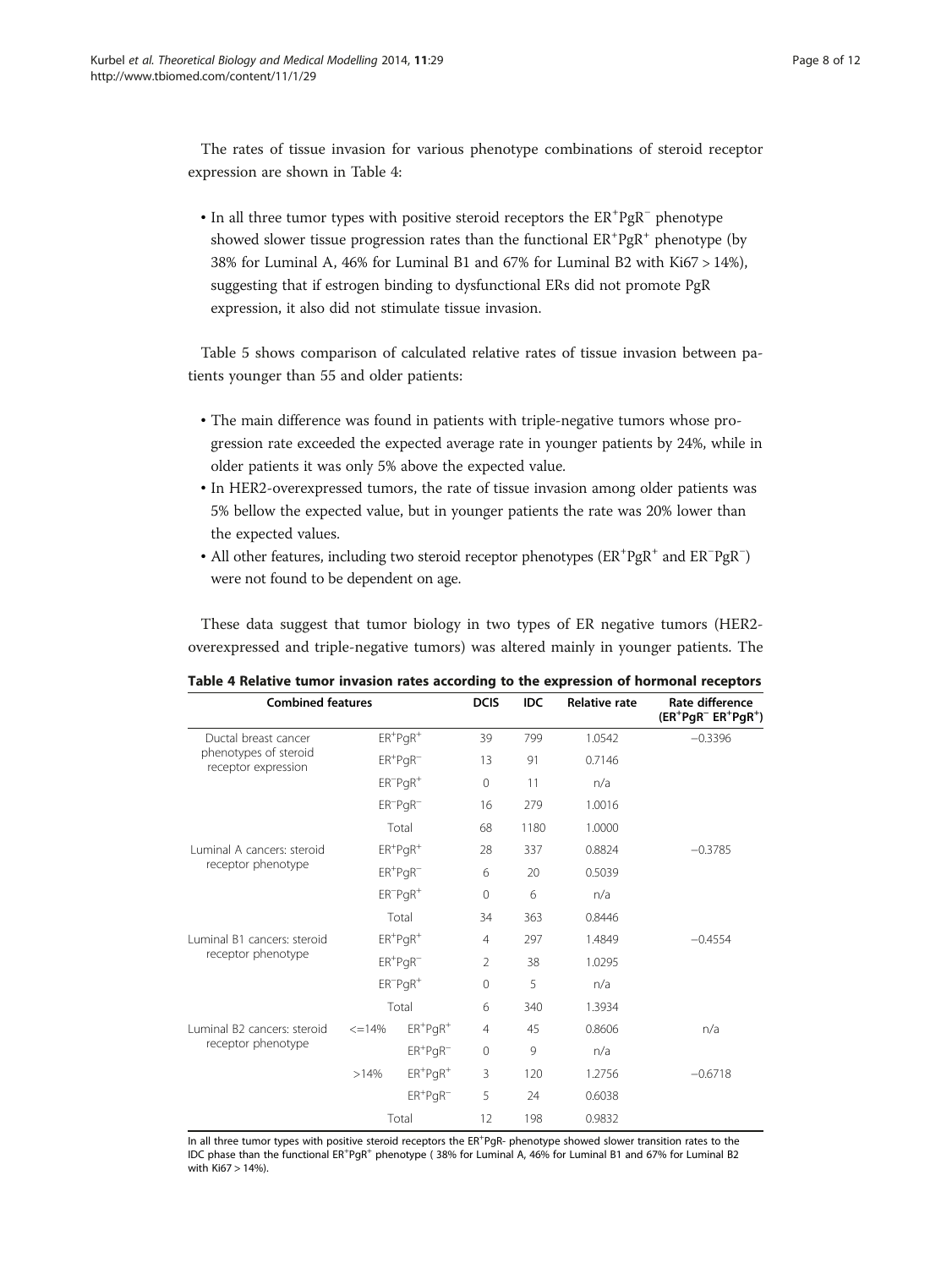The rates of tissue invasion for various phenotype combinations of steroid receptor expression are shown in Table 4:

- In all three tumor types with positive steroid receptors the $ER^+PgR^-$ phenotype showed slower tissue progression rates than the functional $ER^+PgR^+$ phenotype (by 38% for Luminal A, 46% for Luminal B1 and 67% for Luminal B2 with Ki67 > 14%), suggesting that if estrogen binding to dysfunctional ERs did not promote PgR expression, it also did not stimulate tissue invasion.

Table 5 shows comparison of calculated relative rates of tissue invasion between patients younger than 55 and older patients:

- The main difference was found in patients with triple-negative tumors whose progression rate exceeded the expected average rate in younger patients by 24%, while in older patients it was only 5% above the expected value.
- In HER2-overexpressed tumors, the rate of tissue invasion among older patients was 5% bellow the expected value, but in younger patients the rate was 20% lower than the expected values.
- All other features, including two steroid receptor phenotypes ($ER^+PgR^+$ and $ER^-PgR^-$) were not found to be dependent on age.

These data suggest that tumor biology in two types of ER negative tumors (HER2-overexpressed and triple-negative tumors) was altered mainly in younger patients. The

**Table 4 Relative tumor invasion rates according to the expression of hormonal receptors**

| Combined features | | | DCIS | IDC | Relative rate | Rate difference ($ER^+PgR^-$ $ER^+PgR^+$) |
|---|---|---|---|---|---|---|
| Ductal breast cancer phenotypes of steroid receptor expression | | $ER^+PgR^+$ | 39 | 799 | 1.0542 | −0.3396 |
| | | $ER^+PgR^-$ | 13 | 91 | 0.7146 | |
| | | $ER^-PgR^+$ | 0 | 11 | n/a | |
| | | $ER^-PgR^-$ | 16 | 279 | 1.0016 | |
| | | Total | 68 | 1180 | 1.0000 | |
| Luminal A cancers: steroid receptor phenotype | | $ER^+PgR^+$ | 28 | 337 | 0.8824 | −0.3785 |
| | | $ER^+PgR^-$ | 6 | 20 | 0.5039 | |
| | | $ER^-PgR^+$ | 0 | 6 | n/a | |
| | | Total | 34 | 363 | 0.8446 | |
| Luminal B1 cancers: steroid receptor phenotype | | $ER^+PgR^+$ | 4 | 297 | 1.4849 | −0.4554 |
| | | $ER^+PgR^-$ | 2 | 38 | 1.0295 | |
| | | $ER^-PgR^+$ | 0 | 5 | n/a | |
| | | Total | 6 | 340 | 1.3934 | |
| Luminal B2 cancers: steroid receptor phenotype | <=14% | $ER^+PgR^+$ | 4 | 45 | 0.8606 | n/a |
| | | $ER^+PgR^-$ | 0 | 9 | n/a | |
| | >14% | $ER^+PgR^+$ | 3 | 120 | 1.2756 | −0.6718 |
| | | $ER^+PgR^-$ | 5 | 24 | 0.6038 | |
| | | Total | 12 | 198 | 0.9832 | |

In all three tumor types with positive steroid receptors the $ER^+PgR$- phenotype showed slower transition rates to the IDC phase than the functional $ER^+PgR^+$ phenotype ( 38% for Luminal A, 46% for Luminal B1 and 67% for Luminal B2 with Ki67 > 14%).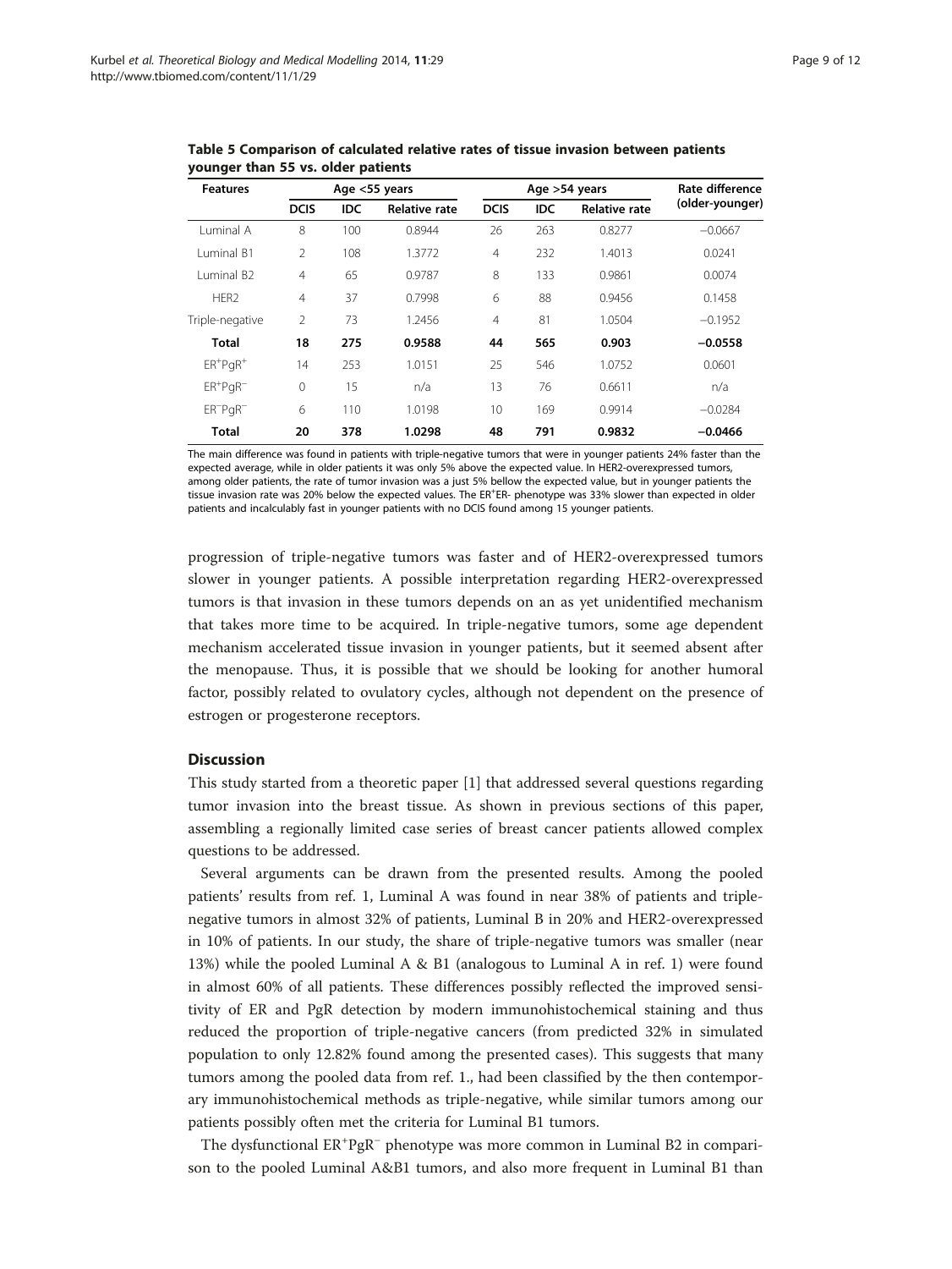**Table 5 Comparison of calculated relative rates of tissue invasion between patients younger than 55 vs. older patients**

| Features | Age <55 years | | | Age >54 years | | | Rate difference (older-younger) |
|---|---|---|---|---|---|---|---|
| | DCIS | IDC | Relative rate | DCIS | IDC | Relative rate | |
| Luminal A | 8 | 100 | 0.8944 | 26 | 263 | 0.8277 | −0.0667 |
| Luminal B1 | 2 | 108 | 1.3772 | 4 | 232 | 1.4013 | 0.0241 |
| Luminal B2 | 4 | 65 | 0.9787 | 8 | 133 | 0.9861 | 0.0074 |
| HER2 | 4 | 37 | 0.7998 | 6 | 88 | 0.9456 | 0.1458 |
| Triple-negative | 2 | 73 | 1.2456 | 4 | 81 | 1.0504 | −0.1952 |
| **Total** | **18** | **275** | **0.9588** | **44** | **565** | **0.903** | **−0.0558** |
| $ER^+PgR^+$ | 14 | 253 | 1.0151 | 25 | 546 | 1.0752 | 0.0601 |
| $ER^+PgR^-$ | 0 | 15 | n/a | 13 | 76 | 0.6611 | n/a |
| $ER^-PgR^-$ | 6 | 110 | 1.0198 | 10 | 169 | 0.9914 | −0.0284 |
| **Total** | **20** | **378** | **1.0298** | **48** | **791** | **0.9832** | **−0.0466** |

The main difference was found in patients with triple-negative tumors that were in younger patients 24% faster than the expected average, while in older patients it was only 5% above the expected value. In HER2-overexpressed tumors, among older patients, the rate of tumor invasion was a just 5% bellow the expected value, but in younger patients the tissue invasion rate was 20% below the expected values. The $ER^+ER-$ phenotype was 33% slower than expected in older patients and incalculably fast in younger patients with no DCIS found among 15 younger patients.

progression of triple-negative tumors was faster and of HER2-overexpressed tumors slower in younger patients. A possible interpretation regarding HER2-overexpressed tumors is that invasion in these tumors depends on an as yet unidentified mechanism that takes more time to be acquired. In triple-negative tumors, some age dependent mechanism accelerated tissue invasion in younger patients, but it seemed absent after the menopause. Thus, it is possible that we should be looking for another humoral factor, possibly related to ovulatory cycles, although not dependent on the presence of estrogen or progesterone receptors.

## Discussion

This study started from a theoretic paper [1] that addressed several questions regarding tumor invasion into the breast tissue. As shown in previous sections of this paper, assembling a regionally limited case series of breast cancer patients allowed complex questions to be addressed.

Several arguments can be drawn from the presented results. Among the pooled patients' results from ref. 1, Luminal A was found in near 38% of patients and triple-negative tumors in almost 32% of patients, Luminal B in 20% and HER2-overexpressed in 10% of patients. In our study, the share of triple-negative tumors was smaller (near 13%) while the pooled Luminal A & B1 (analogous to Luminal A in ref. 1) were found in almost 60% of all patients. These differences possibly reflected the improved sensitivity of ER and PgR detection by modern immunohistochemical staining and thus reduced the proportion of triple-negative cancers (from predicted 32% in simulated population to only 12.82% found among the presented cases). This suggests that many tumors among the pooled data from ref. 1., had been classified by the then contemporary immunohistochemical methods as triple-negative, while similar tumors among our patients possibly often met the criteria for Luminal B1 tumors.

The dysfunctional $ER^+PgR^-$ phenotype was more common in Luminal B2 in comparison to the pooled Luminal A&B1 tumors, and also more frequent in Luminal B1 than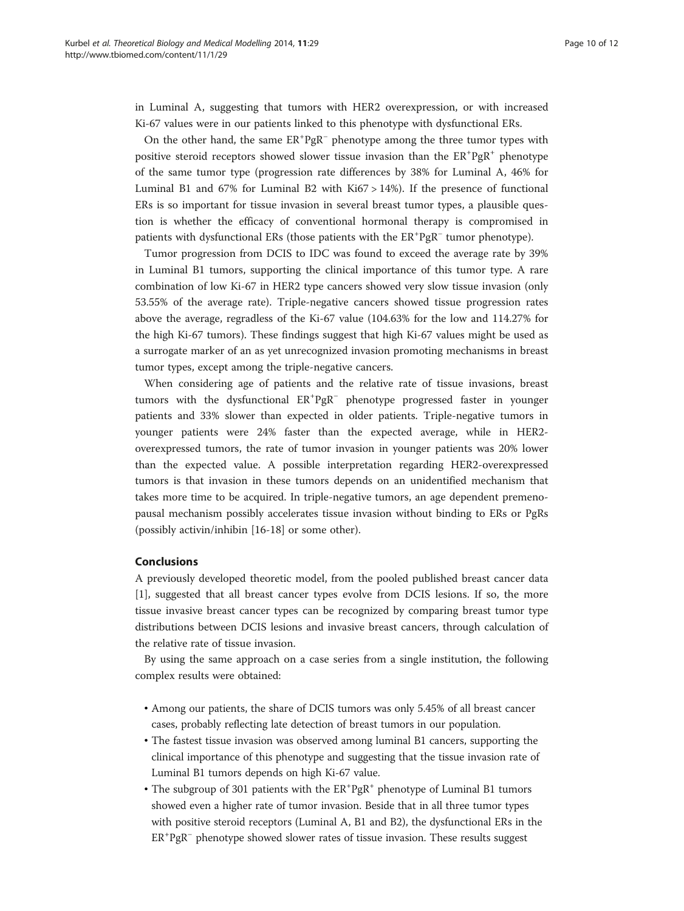in Luminal A, suggesting that tumors with HER2 overexpression, or with increased Ki-67 values were in our patients linked to this phenotype with dysfunctional ERs.

On the other hand, the same $ER^{+}PgR^{-}$ phenotype among the three tumor types with positive steroid receptors showed slower tissue invasion than the $ER^{+}PgR^{+}$ phenotype of the same tumor type (progression rate differences by 38% for Luminal A, 46% for Luminal B1 and 67% for Luminal B2 with Ki67 > 14%). If the presence of functional ERs is so important for tissue invasion in several breast tumor types, a plausible question is whether the efficacy of conventional hormonal therapy is compromised in patients with dysfunctional ERs (those patients with the $ER^{+}PgR^{-}$ tumor phenotype).

Tumor progression from DCIS to IDC was found to exceed the average rate by 39% in Luminal B1 tumors, supporting the clinical importance of this tumor type. A rare combination of low Ki-67 in HER2 type cancers showed very slow tissue invasion (only 53.55% of the average rate). Triple-negative cancers showed tissue progression rates above the average, regradless of the Ki-67 value (104.63% for the low and 114.27% for the high Ki-67 tumors). These findings suggest that high Ki-67 values might be used as a surrogate marker of an as yet unrecognized invasion promoting mechanisms in breast tumor types, except among the triple-negative cancers.

When considering age of patients and the relative rate of tissue invasions, breast tumors with the dysfunctional $ER^{+}PgR^{-}$ phenotype progressed faster in younger patients and 33% slower than expected in older patients. Triple-negative tumors in younger patients were 24% faster than the expected average, while in HER2-overexpressed tumors, the rate of tumor invasion in younger patients was 20% lower than the expected value. A possible interpretation regarding HER2-overexpressed tumors is that invasion in these tumors depends on an unidentified mechanism that takes more time to be acquired. In triple-negative tumors, an age dependent premenopausal mechanism possibly accelerates tissue invasion without binding to ERs or PgRs (possibly activin/inhibin [16-18] or some other).

## Conclusions

A previously developed theoretic model, from the pooled published breast cancer data [1], suggested that all breast cancer types evolve from DCIS lesions. If so, the more tissue invasive breast cancer types can be recognized by comparing breast tumor type distributions between DCIS lesions and invasive breast cancers, through calculation of the relative rate of tissue invasion.

By using the same approach on a case series from a single institution, the following complex results were obtained:

- Among our patients, the share of DCIS tumors was only 5.45% of all breast cancer cases, probably reflecting late detection of breast tumors in our population.
- The fastest tissue invasion was observed among luminal B1 cancers, supporting the clinical importance of this phenotype and suggesting that the tissue invasion rate of Luminal B1 tumors depends on high Ki-67 value.
- The subgroup of 301 patients with the $ER^{+}PgR^{+}$ phenotype of Luminal B1 tumors showed even a higher rate of tumor invasion. Beside that in all three tumor types with positive steroid receptors (Luminal A, B1 and B2), the dysfunctional ERs in the $ER^{+}PgR^{-}$ phenotype showed slower rates of tissue invasion. These results suggest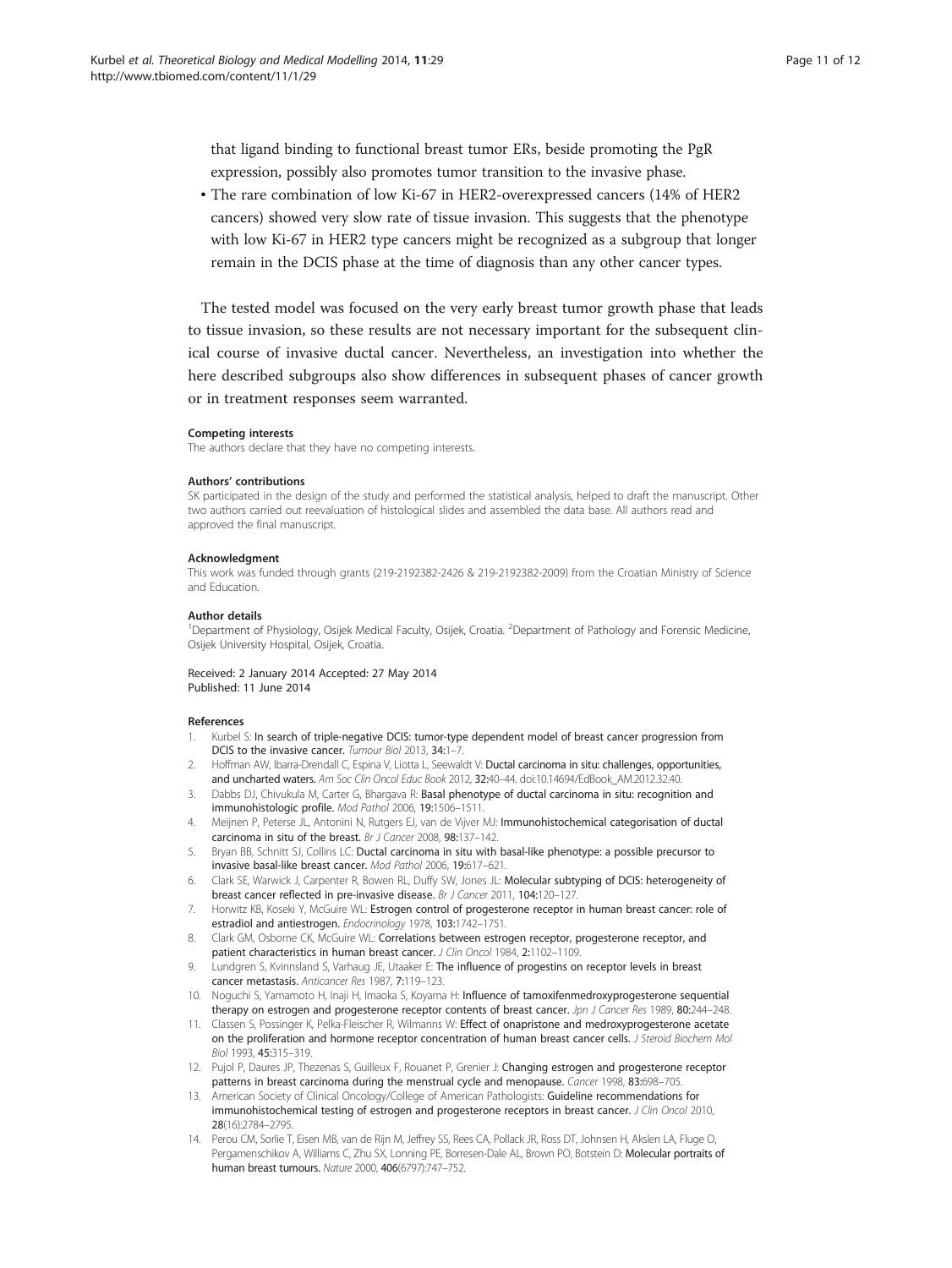that ligand binding to functional breast tumor ERs, beside promoting the PgR expression, possibly also promotes tumor transition to the invasive phase.

- The rare combination of low Ki-67 in HER2-overexpressed cancers (14% of HER2 cancers) showed very slow rate of tissue invasion. This suggests that the phenotype with low Ki-67 in HER2 type cancers might be recognized as a subgroup that longer remain in the DCIS phase at the time of diagnosis than any other cancer types.

The tested model was focused on the very early breast tumor growth phase that leads to tissue invasion, so these results are not necessary important for the subsequent clinical course of invasive ductal cancer. Nevertheless, an investigation into whether the here described subgroups also show differences in subsequent phases of cancer growth or in treatment responses seem warranted.

#### Competing interests
The authors declare that they have no competing interests.

#### Authors' contributions
SK participated in the design of the study and performed the statistical analysis, helped to draft the manuscript. Other two authors carried out reevaluation of histological slides and assembled the data base. All authors read and approved the final manuscript.

#### Acknowledgment
This work was funded through grants (219-2192382-2426 & 219-2192382-2009) from the Croatian Ministry of Science and Education.

#### Author details
[1]Department of Physiology, Osijek Medical Faculty, Osijek, Croatia. [2]Department of Pathology and Forensic Medicine, Osijek University Hospital, Osijek, Croatia.

Received: 2 January 2014 Accepted: 27 May 2014
Published: 11 June 2014

#### References
1. Kurbel S: **In search of triple-negative DCIS: tumor-type dependent model of breast cancer progression from DCIS to the invasive cancer.** *Tumour Biol* 2013, **34:**1–7.
2. Hoffman AW, Ibarra-Drendall C, Espina V, Liotta L, Seewaldt V: **Ductal carcinoma in situ: challenges, opportunities, and uncharted waters.** *Am Soc Clin Oncol Educ Book* 2012, **32:**40–44. doi:10.14694/EdBook_AM.2012.32.40.
3. Dabbs DJ, Chivukula M, Carter G, Bhargava R: **Basal phenotype of ductal carcinoma in situ: recognition and immunohistologic profile.** *Mod Pathol* 2006, **19:**1506–1511.
4. Meijnen P, Peterse JL, Antonini N, Rutgers EJ, van de Vijver MJ: **Immunohistochemical categorisation of ductal carcinoma in situ of the breast.** *Br J Cancer* 2008, **98:**137–142.
5. Bryan BB, Schnitt SJ, Collins LC: **Ductal carcinoma in situ with basal-like phenotype: a possible precursor to invasive basal-like breast cancer.** *Mod Pathol* 2006, **19:**617–621.
6. Clark SE, Warwick J, Carpenter R, Bowen RL, Duffy SW, Jones JL: **Molecular subtyping of DCIS: heterogeneity of breast cancer reflected in pre-invasive disease.** *Br J Cancer* 2011, **104:**120–127.
7. Horwitz KB, Koseki Y, McGuire WL: **Estrogen control of progesterone receptor in human breast cancer: role of estradiol and antiestrogen.** *Endocrinology* 1978, **103:**1742–1751.
8. Clark GM, Osborne CK, McGuire WL: **Correlations between estrogen receptor, progesterone receptor, and patient characteristics in human breast cancer.** *J Clin Oncol* 1984, **2:**1102–1109.
9. Lundgren S, Kvinnsland S, Varhaug JE, Utaaker E: **The influence of progestins on receptor levels in breast cancer metastasis.** *Anticancer Res* 1987, **7:**119–123.
10. Noguchi S, Yamamoto H, Inaji H, Imaoka S, Koyama H: **Influence of tamoxifenmedroxyprogesterone sequential therapy on estrogen and progesterone receptor contents of breast cancer.** *Jpn J Cancer Res* 1989, **80:**244–248.
11. Classen S, Possinger K, Pelka-Fleischer R, Wilmanns W: **Effect of onapristone and medroxyprogesterone acetate on the proliferation and hormone receptor concentration of human breast cancer cells.** *J Steroid Biochem Mol Biol* 1993, **45:**315–319.
12. Pujol P, Daures JP, Thezenas S, Guilleux F, Rouanet P, Grenier J: **Changing estrogen and progesterone receptor patterns in breast carcinoma during the menstrual cycle and menopause.** *Cancer* 1998, **83:**698–705.
13. American Society of Clinical Oncology/College of American Pathologists: **Guideline recommendations for immunohistochemical testing of estrogen and progesterone receptors in breast cancer.** *J Clin Oncol* 2010, **28**(16):2784–2795.
14. Perou CM, Sorlie T, Eisen MB, van de Rijn M, Jeffrey SS, Rees CA, Pollack JR, Ross DT, Johnsen H, Akslen LA, Fluge O, Pergamenschikov A, Williams C, Zhu SX, Lonning PE, Borresen-Dale AL, Brown PO, Botstein D: **Molecular portraits of human breast tumours.** *Nature* 2000, **406**(6797):747–752.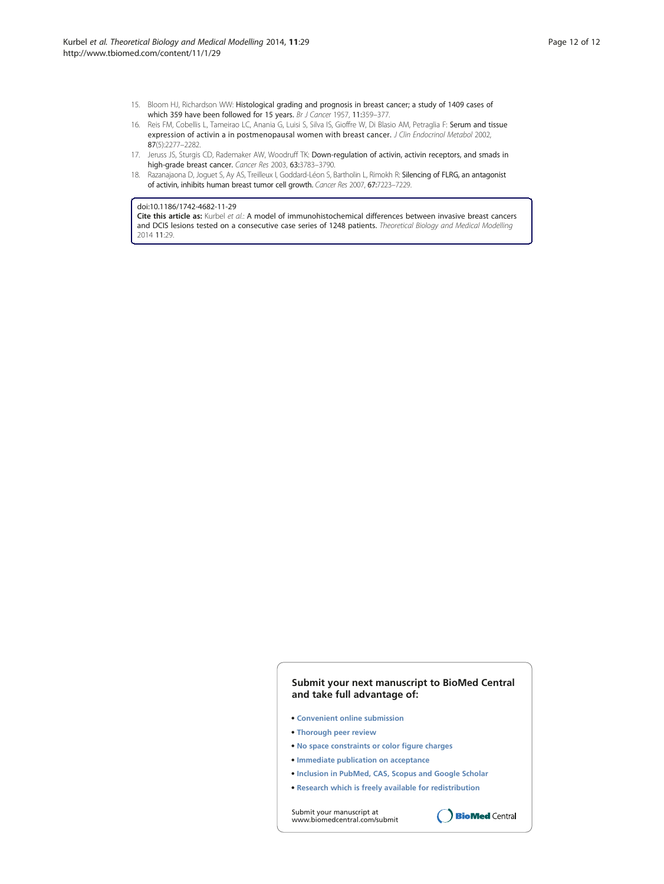15. Bloom HJ, Richardson WW: **Histological grading and prognosis in breast cancer; a study of 1409 cases of which 359 have been followed for 15 years.** *Br J Cancer* 1957, **11**:359–377.
16. Reis FM, Cobellis L, Tameirao LC, Anania G, Luisi S, Silva IS, Gioffre W, Di Blasio AM, Petraglia F: **Serum and tissue expression of activin a in postmenopausal women with breast cancer.** *J Clin Endocrinol Metabol* 2002, **87**(5):2277–2282.
17. Jeruss JS, Sturgis CD, Rademaker AW, Woodruff TK: **Down-regulation of activin, activin receptors, and smads in high-grade breast cancer.** *Cancer Res* 2003, **63**:3783–3790.
18. Razanajaona D, Joguet S, Ay AS, Treilleux I, Goddard-Léon S, Bartholin L, Rimokh R: **Silencing of FLRG, an antagonist of activin, inhibits human breast tumor cell growth.** *Cancer Res* 2007, **67**:7223–7229.

doi:10.1186/1742-4682-11-29

**Cite this article as:** Kurbel *et al.*: A model of immunohistochemical differences between invasive breast cancers and DCIS lesions tested on a consecutive case series of 1248 patients. *Theoretical Biology and Medical Modelling* 2014 **11**:29.

**Submit your next manuscript to BioMed Central and take full advantage of:**

- **Convenient online submission**
- **Thorough peer review**
- **No space constraints or color figure charges**
- **Immediate publication on acceptance**
- **Inclusion in PubMed, CAS, Scopus and Google Scholar**
- **Research which is freely available for redistribution**

Submit your manuscript at www.biomedcentral.com/submit

BioMed Central